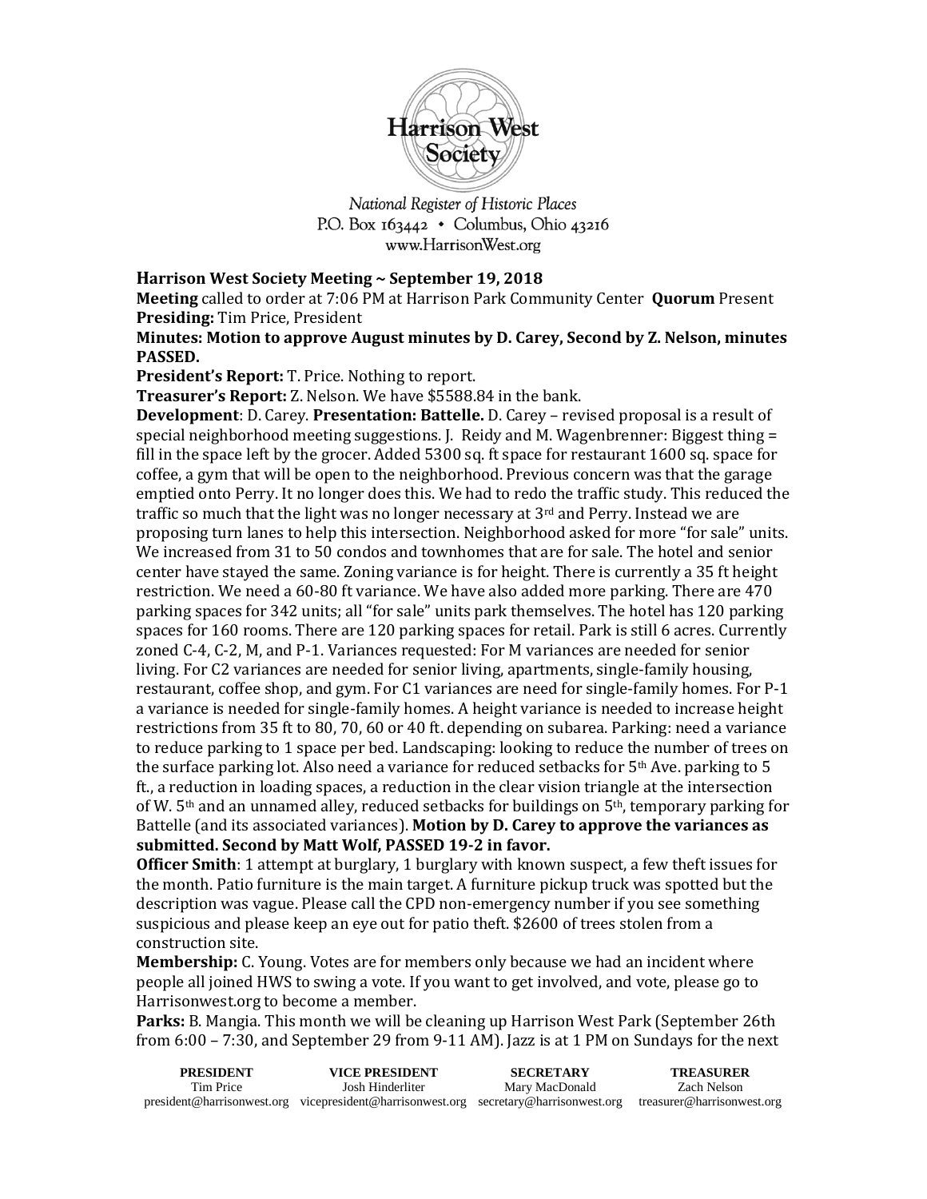Harrison West Society

*National Register of Historic Places*
P.O. Box 163442 • Columbus, Ohio 43216
www.HarrisonWest.org

**Harrison West Society Meeting ~ September 19, 2018**

**Meeting** called to order at 7:06 PM at Harrison Park Community Center **Quorum** Present

**Presiding:** Tim Price, President

**Minutes: Motion to approve August minutes by D. Carey, Second by Z. Nelson, minutes PASSED.**

**President's Report:** T. Price. Nothing to report.

**Treasurer's Report:** Z. Nelson. We have $5588.84 in the bank.

**Development**: D. Carey. **Presentation: Battelle.** D. Carey – revised proposal is a result of special neighborhood meeting suggestions. J. Reidy and M. Wagenbrenner: Biggest thing = fill in the space left by the grocer. Added 5300 sq. ft space for restaurant 1600 sq. space for coffee, a gym that will be open to the neighborhood. Previous concern was that the garage emptied onto Perry. It no longer does this. We had to redo the traffic study. This reduced the traffic so much that the light was no longer necessary at 3rd and Perry. Instead we are proposing turn lanes to help this intersection. Neighborhood asked for more "for sale" units. We increased from 31 to 50 condos and townhomes that are for sale. The hotel and senior center have stayed the same. Zoning variance is for height. There is currently a 35 ft height restriction. We need a 60-80 ft variance. We have also added more parking. There are 470 parking spaces for 342 units; all "for sale" units park themselves. The hotel has 120 parking spaces for 160 rooms. There are 120 parking spaces for retail. Park is still 6 acres. Currently zoned C-4, C-2, M, and P-1. Variances requested: For M variances are needed for senior living. For C2 variances are needed for senior living, apartments, single-family housing, restaurant, coffee shop, and gym. For C1 variances are need for single-family homes. For P-1 a variance is needed for single-family homes. A height variance is needed to increase height restrictions from 35 ft to 80, 70, 60 or 40 ft. depending on subarea. Parking: need a variance to reduce parking to 1 space per bed. Landscaping: looking to reduce the number of trees on the surface parking lot. Also need a variance for reduced setbacks for 5th Ave. parking to 5 ft., a reduction in loading spaces, a reduction in the clear vision triangle at the intersection of W. 5th and an unnamed alley, reduced setbacks for buildings on 5th, temporary parking for Battelle (and its associated variances). **Motion by D. Carey to approve the variances as submitted. Second by Matt Wolf, PASSED 19-2 in favor.**

**Officer Smith**: 1 attempt at burglary, 1 burglary with known suspect, a few theft issues for the month. Patio furniture is the main target. A furniture pickup truck was spotted but the description was vague. Please call the CPD non-emergency number if you see something suspicious and please keep an eye out for patio theft. $2600 of trees stolen from a construction site.

**Membership:** C. Young. Votes are for members only because we had an incident where people all joined HWS to swing a vote. If you want to get involved, and vote, please go to Harrisonwest.org to become a member.

**Parks:** B. Mangia. This month we will be cleaning up Harrison West Park (September 26th from 6:00 – 7:30, and September 29 from 9-11 AM). Jazz is at 1 PM on Sundays for the next

| PRESIDENT | VICE PRESIDENT | SECRETARY | TREASURER |
|---|---|---|---|
| Tim Price | Josh Hinderliter | Mary MacDonald | Zach Nelson |
| president@harrisonwest.org | vicepresident@harrisonwest.org | secretary@harrisonwest.org | treasurer@harrisonwest.org |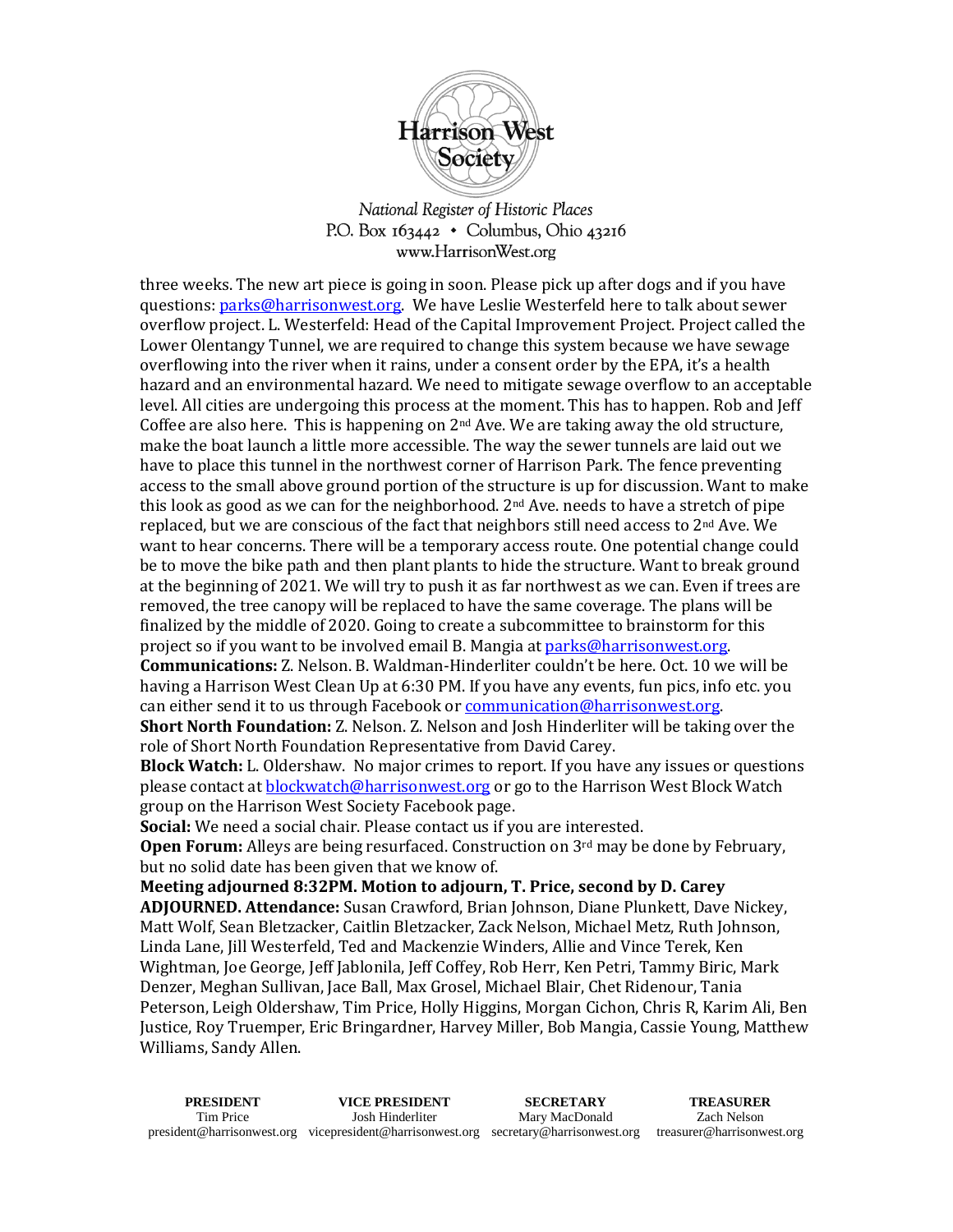three weeks. The new art piece is going in soon. Please pick up after dogs and if you have questions: parks@harrisonwest.org. We have Leslie Westerfeld here to talk about sewer overflow project. L. Westerfeld: Head of the Capital Improvement Project. Project called the Lower Olentangy Tunnel, we are required to change this system because we have sewage overflowing into the river when it rains, under a consent order by the EPA, it's a health hazard and an environmental hazard. We need to mitigate sewage overflow to an acceptable level. All cities are undergoing this process at the moment. This has to happen. Rob and Jeff Coffee are also here. This is happening on 2nd Ave. We are taking away the old structure, make the boat launch a little more accessible. The way the sewer tunnels are laid out we have to place this tunnel in the northwest corner of Harrison Park. The fence preventing access to the small above ground portion of the structure is up for discussion. Want to make this look as good as we can for the neighborhood. 2nd Ave. needs to have a stretch of pipe replaced, but we are conscious of the fact that neighbors still need access to 2nd Ave. We want to hear concerns. There will be a temporary access route. One potential change could be to move the bike path and then plant plants to hide the structure. Want to break ground at the beginning of 2021. We will try to push it as far northwest as we can. Even if trees are removed, the tree canopy will be replaced to have the same coverage. The plans will be finalized by the middle of 2020. Going to create a subcommittee to brainstorm for this project so if you want to be involved email B. Mangia at parks@harrisonwest.org.

**Communications:** Z. Nelson. B. Waldman-Hinderliter couldn't be here. Oct. 10 we will be having a Harrison West Clean Up at 6:30 PM. If you have any events, fun pics, info etc. you can either send it to us through Facebook or communication@harrisonwest.org.

**Short North Foundation:** Z. Nelson. Z. Nelson and Josh Hinderliter will be taking over the role of Short North Foundation Representative from David Carey.

**Block Watch:** L. Oldershaw. No major crimes to report. If you have any issues or questions please contact at blockwatch@harrisonwest.org or go to the Harrison West Block Watch group on the Harrison West Society Facebook page.

**Social:** We need a social chair. Please contact us if you are interested.

**Open Forum:** Alleys are being resurfaced. Construction on 3rd may be done by February, but no solid date has been given that we know of.

**Meeting adjourned 8:32PM. Motion to adjourn, T. Price, second by D. Carey ADJOURNED. Attendance:** Susan Crawford, Brian Johnson, Diane Plunkett, Dave Nickey, Matt Wolf, Sean Bletzacker, Caitlin Bletzacker, Zack Nelson, Michael Metz, Ruth Johnson, Linda Lane, Jill Westerfeld, Ted and Mackenzie Winders, Allie and Vince Terek, Ken Wightman, Joe George, Jeff Jablonila, Jeff Coffey, Rob Herr, Ken Petri, Tammy Biric, Mark Denzer, Meghan Sullivan, Jace Ball, Max Grosel, Michael Blair, Chet Ridenour, Tania Peterson, Leigh Oldershaw, Tim Price, Holly Higgins, Morgan Cichon, Chris R, Karim Ali, Ben Justice, Roy Truemper, Eric Bringardner, Harvey Miller, Bob Mangia, Cassie Young, Matthew Williams, Sandy Allen.